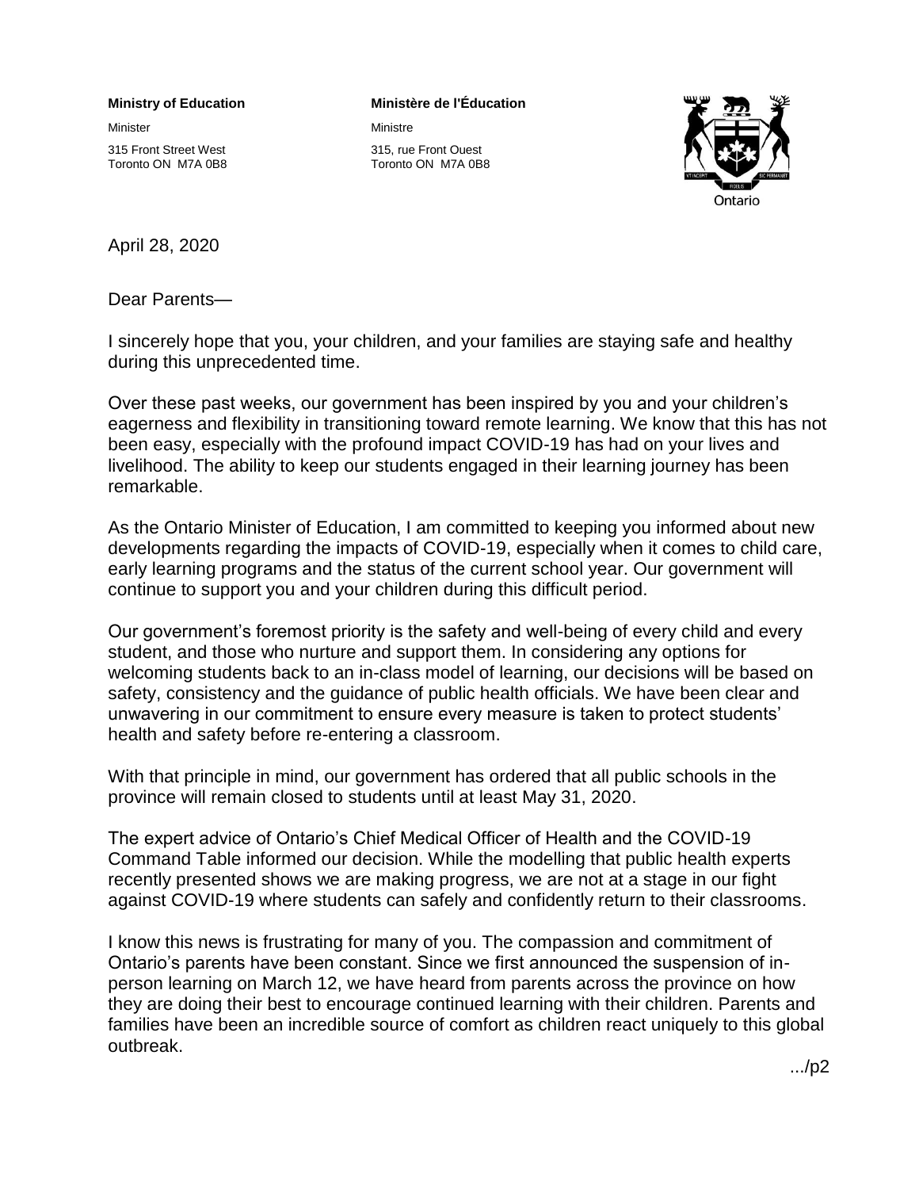**Ministry of Education**

Minister

315 Front Street West
Toronto ON M7A 0B8

**Ministère de l'Éducation**

Ministre

315, rue Front Ouest
Toronto ON M7A 0B8

Ontario

April 28, 2020

Dear Parents—

I sincerely hope that you, your children, and your families are staying safe and healthy during this unprecedented time.

Over these past weeks, our government has been inspired by you and your children's eagerness and flexibility in transitioning toward remote learning. We know that this has not been easy, especially with the profound impact COVID-19 has had on your lives and livelihood. The ability to keep our students engaged in their learning journey has been remarkable.

As the Ontario Minister of Education, I am committed to keeping you informed about new developments regarding the impacts of COVID-19, especially when it comes to child care, early learning programs and the status of the current school year. Our government will continue to support you and your children during this difficult period.

Our government's foremost priority is the safety and well-being of every child and every student, and those who nurture and support them. In considering any options for welcoming students back to an in-class model of learning, our decisions will be based on safety, consistency and the guidance of public health officials. We have been clear and unwavering in our commitment to ensure every measure is taken to protect students' health and safety before re-entering a classroom.

With that principle in mind, our government has ordered that all public schools in the province will remain closed to students until at least May 31, 2020.

The expert advice of Ontario's Chief Medical Officer of Health and the COVID-19 Command Table informed our decision. While the modelling that public health experts recently presented shows we are making progress, we are not at a stage in our fight against COVID-19 where students can safely and confidently return to their classrooms.

I know this news is frustrating for many of you. The compassion and commitment of Ontario's parents have been constant. Since we first announced the suspension of in-person learning on March 12, we have heard from parents across the province on how they are doing their best to encourage continued learning with their children. Parents and families have been an incredible source of comfort as children react uniquely to this global outbreak.

.../p2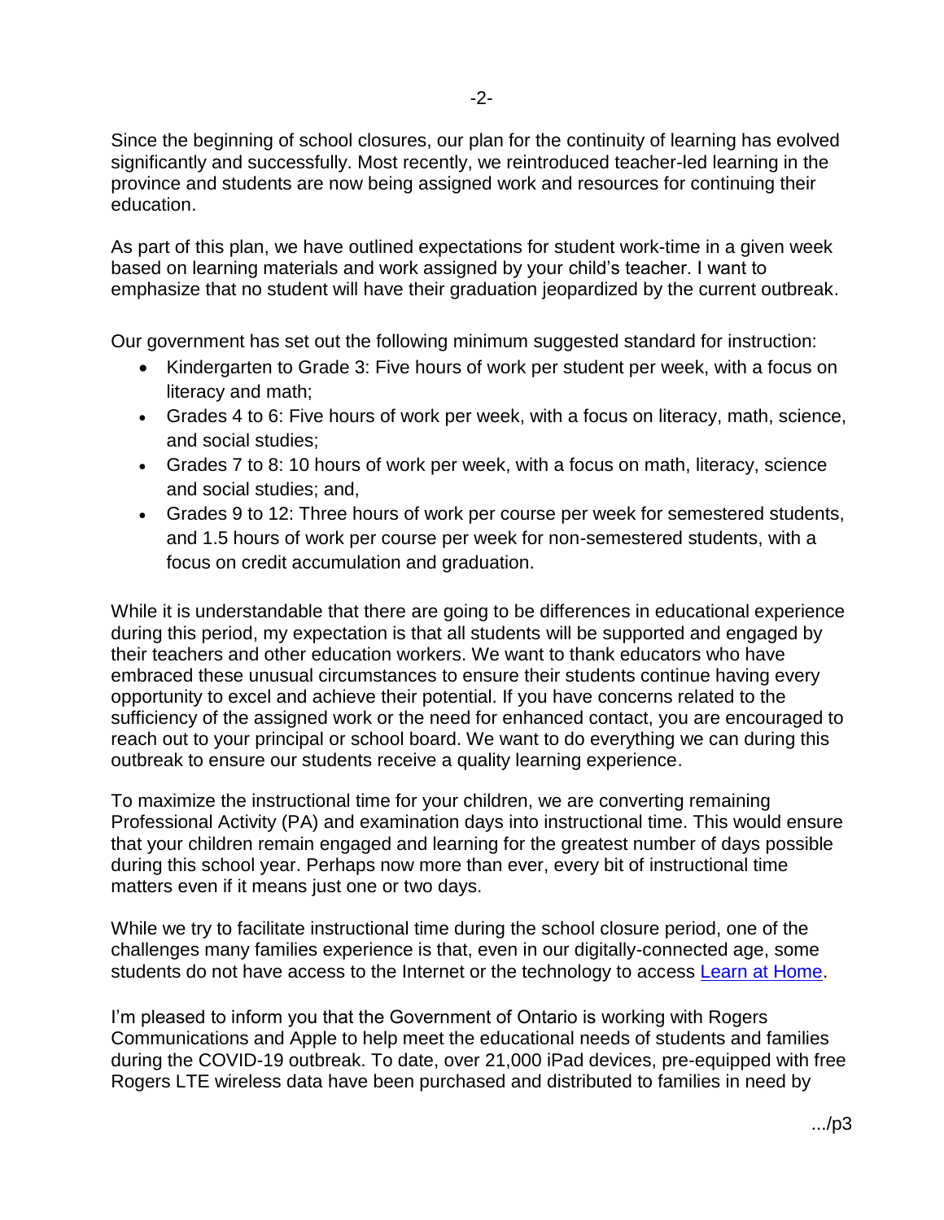Since the beginning of school closures, our plan for the continuity of learning has evolved significantly and successfully. Most recently, we reintroduced teacher-led learning in the province and students are now being assigned work and resources for continuing their education.

As part of this plan, we have outlined expectations for student work-time in a given week based on learning materials and work assigned by your child's teacher. I want to emphasize that no student will have their graduation jeopardized by the current outbreak.

Our government has set out the following minimum suggested standard for instruction:

- Kindergarten to Grade 3: Five hours of work per student per week, with a focus on literacy and math;
- Grades 4 to 6: Five hours of work per week, with a focus on literacy, math, science, and social studies;
- Grades 7 to 8: 10 hours of work per week, with a focus on math, literacy, science and social studies; and,
- Grades 9 to 12: Three hours of work per course per week for semestered students, and 1.5 hours of work per course per week for non-semestered students, with a focus on credit accumulation and graduation.

While it is understandable that there are going to be differences in educational experience during this period, my expectation is that all students will be supported and engaged by their teachers and other education workers. We want to thank educators who have embraced these unusual circumstances to ensure their students continue having every opportunity to excel and achieve their potential. If you have concerns related to the sufficiency of the assigned work or the need for enhanced contact, you are encouraged to reach out to your principal or school board. We want to do everything we can during this outbreak to ensure our students receive a quality learning experience.

To maximize the instructional time for your children, we are converting remaining Professional Activity (PA) and examination days into instructional time. This would ensure that your children remain engaged and learning for the greatest number of days possible during this school year. Perhaps now more than ever, every bit of instructional time matters even if it means just one or two days.

While we try to facilitate instructional time during the school closure period, one of the challenges many families experience is that, even in our digitally-connected age, some students do not have access to the Internet or the technology to access Learn at Home.

I'm pleased to inform you that the Government of Ontario is working with Rogers Communications and Apple to help meet the educational needs of students and families during the COVID-19 outbreak. To date, over 21,000 iPad devices, pre-equipped with free Rogers LTE wireless data have been purchased and distributed to families in need by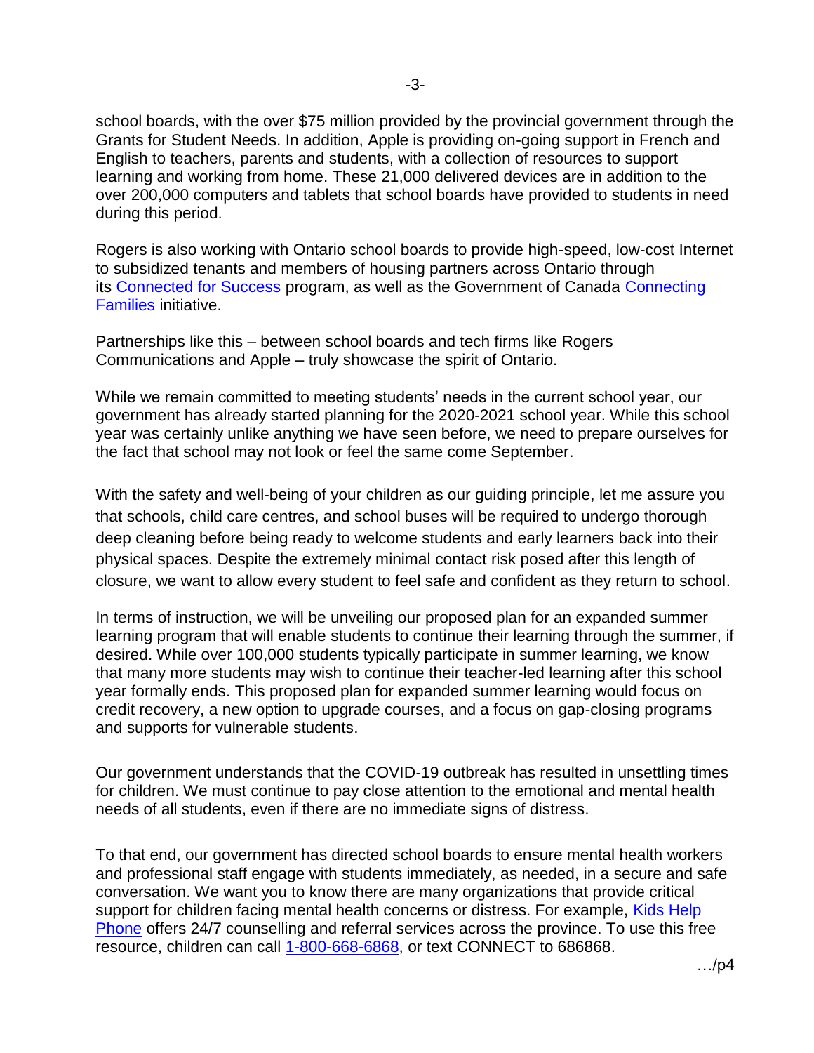school boards, with the over $75 million provided by the provincial government through the Grants for Student Needs. In addition, Apple is providing on-going support in French and English to teachers, parents and students, with a collection of resources to support learning and working from home. These 21,000 delivered devices are in addition to the over 200,000 computers and tablets that school boards have provided to students in need during this period.

Rogers is also working with Ontario school boards to provide high-speed, low-cost Internet to subsidized tenants and members of housing partners across Ontario through its Connected for Success program, as well as the Government of Canada Connecting Families initiative.

Partnerships like this – between school boards and tech firms like Rogers Communications and Apple – truly showcase the spirit of Ontario.

While we remain committed to meeting students' needs in the current school year, our government has already started planning for the 2020-2021 school year. While this school year was certainly unlike anything we have seen before, we need to prepare ourselves for the fact that school may not look or feel the same come September.

With the safety and well-being of your children as our guiding principle, let me assure you that schools, child care centres, and school buses will be required to undergo thorough deep cleaning before being ready to welcome students and early learners back into their physical spaces. Despite the extremely minimal contact risk posed after this length of closure, we want to allow every student to feel safe and confident as they return to school.

In terms of instruction, we will be unveiling our proposed plan for an expanded summer learning program that will enable students to continue their learning through the summer, if desired. While over 100,000 students typically participate in summer learning, we know that many more students may wish to continue their teacher-led learning after this school year formally ends. This proposed plan for expanded summer learning would focus on credit recovery, a new option to upgrade courses, and a focus on gap-closing programs and supports for vulnerable students.

Our government understands that the COVID-19 outbreak has resulted in unsettling times for children. We must continue to pay close attention to the emotional and mental health needs of all students, even if there are no immediate signs of distress.

To that end, our government has directed school boards to ensure mental health workers and professional staff engage with students immediately, as needed, in a secure and safe conversation. We want you to know there are many organizations that provide critical support for children facing mental health concerns or distress. For example, Kids Help Phone offers 24/7 counselling and referral services across the province. To use this free resource, children can call 1-800-668-6868, or text CONNECT to 686868.

…/p4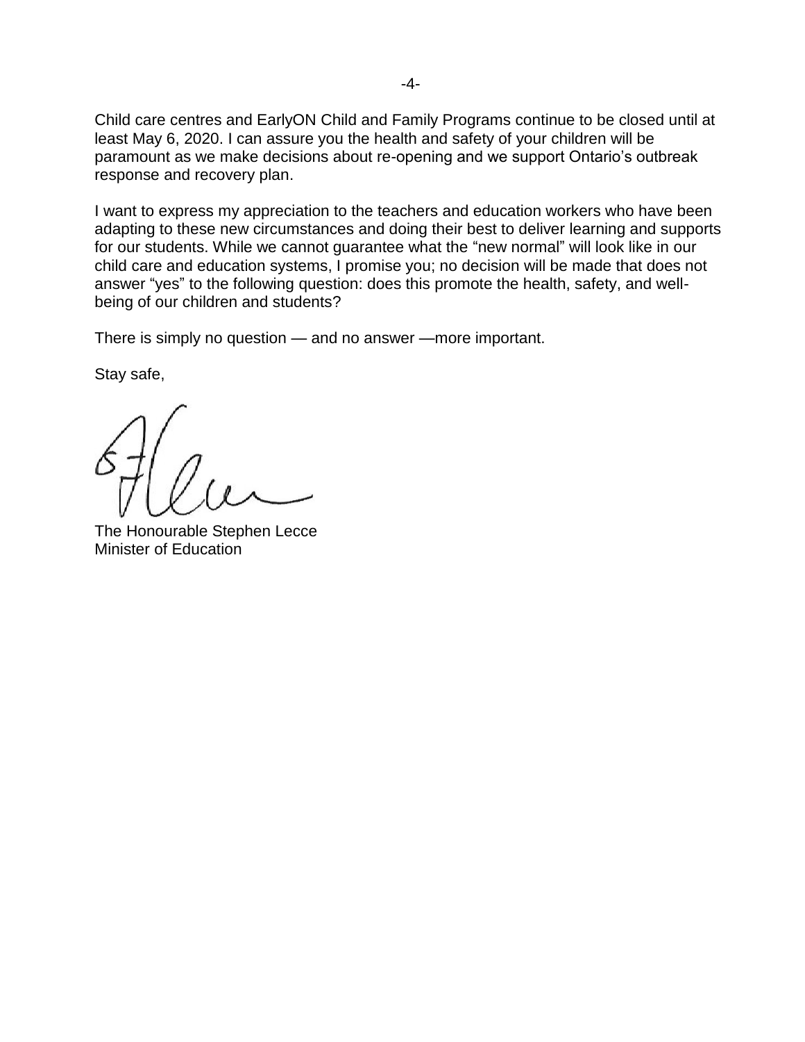Child care centres and EarlyON Child and Family Programs continue to be closed until at least May 6, 2020. I can assure you the health and safety of your children will be paramount as we make decisions about re-opening and we support Ontario's outbreak response and recovery plan.

I want to express my appreciation to the teachers and education workers who have been adapting to these new circumstances and doing their best to deliver learning and supports for our students. While we cannot guarantee what the "new normal" will look like in our child care and education systems, I promise you; no decision will be made that does not answer "yes" to the following question: does this promote the health, safety, and well-being of our children and students?

There is simply no question — and no answer —more important.

Stay safe,

The Honourable Stephen Lecce
Minister of Education